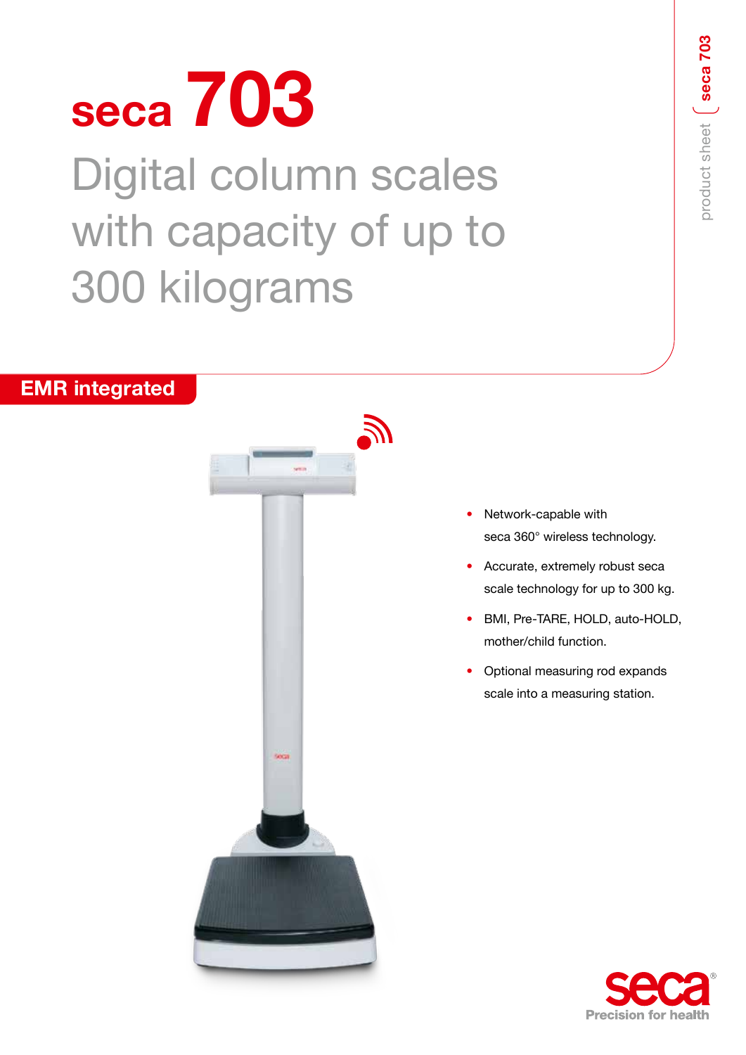# seca 703

## Digital column scales with capacity of up to 300 kilograms

**EMR integrated**

- Network-capable with seca 360° wireless technology.
- Accurate, extremely robust seca scale technology for up to 300 kg.
- BMI, Pre-TARE, HOLD, auto-HOLD, mother/child function.
- Optional measuring rod expands scale into a measuring station.

seca

Precision for health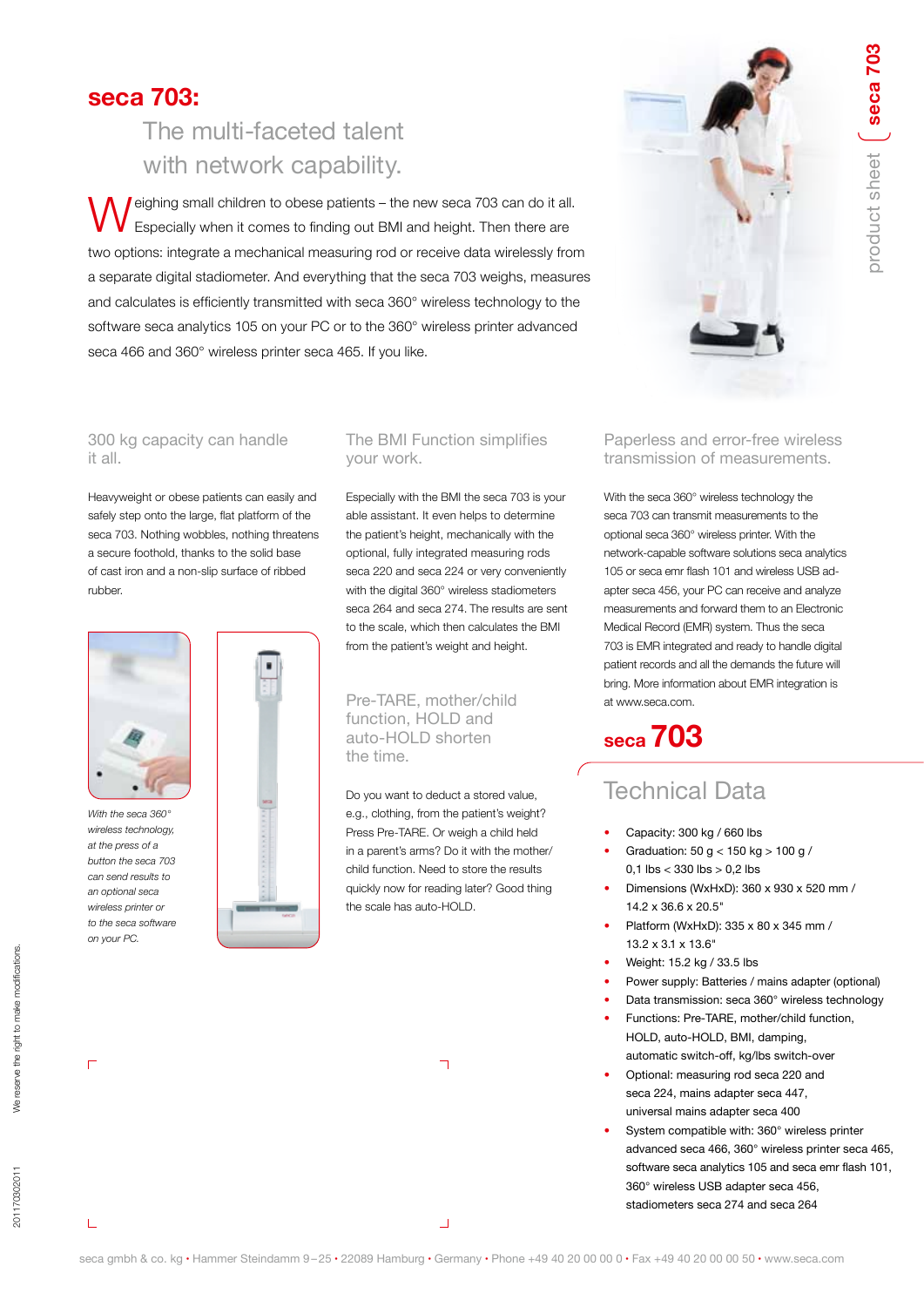# seca 703:

## The multi-faceted talent with network capability.

Weighing small children to obese patients – the new seca 703 can do it all. Especially when it comes to finding out BMI and height. Then there are two options: integrate a mechanical measuring rod or receive data wirelessly from a separate digital stadiometer. And everything that the seca 703 weighs, measures and calculates is efficiently transmitted with seca 360° wireless technology to the software seca analytics 105 on your PC or to the 360° wireless printer advanced seca 466 and 360° wireless printer seca 465. If you like.

### 300 kg capacity can handle it all.

Heavyweight or obese patients can easily and safely step onto the large, flat platform of the seca 703. Nothing wobbles, nothing threatens a secure foothold, thanks to the solid base of cast iron and a non-slip surface of ribbed rubber.

*With the seca 360° wireless technology, at the press of a button the seca 703 can send results to an optional seca wireless printer or to the seca software on your PC.*

### The BMI Function simplifies your work.

Especially with the BMI the seca 703 is your able assistant. It even helps to determine the patient's height, mechanically with the optional, fully integrated measuring rods seca 220 and seca 224 or very conveniently with the digital 360° wireless stadiometers seca 264 and seca 274. The results are sent to the scale, which then calculates the BMI from the patient's weight and height.

### Pre-TARE, mother/child function, HOLD and auto-HOLD shorten the time.

Do you want to deduct a stored value, e.g., clothing, from the patient's weight? Press Pre-TARE. Or weigh a child held in a parent's arms? Do it with the mother/child function. Need to store the results quickly now for reading later? Good thing the scale has auto-HOLD.

### Paperless and error-free wireless transmission of measurements.

With the seca 360° wireless technology the seca 703 can transmit measurements to the optional seca 360° wireless printer. With the network-capable software solutions seca analytics 105 or seca emr flash 101 and wireless USB adapter seca 456, your PC can receive and analyze measurements and forward them to an Electronic Medical Record (EMR) system. Thus the seca 703 is EMR integrated and ready to handle digital patient records and all the demands the future will bring. More information about EMR integration is at www.seca.com.

## seca 703

## Technical Data

- Capacity: 300 kg / 660 lbs
- Graduation: 50 g < 150 kg > 100 g / 0,1 lbs < 330 lbs > 0,2 lbs
- Dimensions (WxHxD): 360 x 930 x 520 mm / 14.2 x 36.6 x 20.5"
- Platform (WxHxD): 335 x 80 x 345 mm / 13.2 x 3.1 x 13.6"
- Weight: 15.2 kg / 33.5 lbs
- Power supply: Batteries / mains adapter (optional)
- Data transmission: seca 360° wireless technology
- Functions: Pre-TARE, mother/child function, HOLD, auto-HOLD, BMI, damping, automatic switch-off, kg/lbs switch-over
- Optional: measuring rod seca 220 and seca 224, mains adapter seca 447, universal mains adapter seca 400
- System compatible with: 360° wireless printer advanced seca 466, 360° wireless printer seca 465, software seca analytics 105 and seca emr flash 101, 360° wireless USB adapter seca 456, stadiometers seca 274 and seca 264

We reserve the right to make modifications.

201170302011

seca gmbh & co. kg • Hammer Steindamm 9–25 • 22089 Hamburg • Germany • Phone +49 40 20 00 00 0 • Fax +49 40 20 00 00 50 • www.seca.com